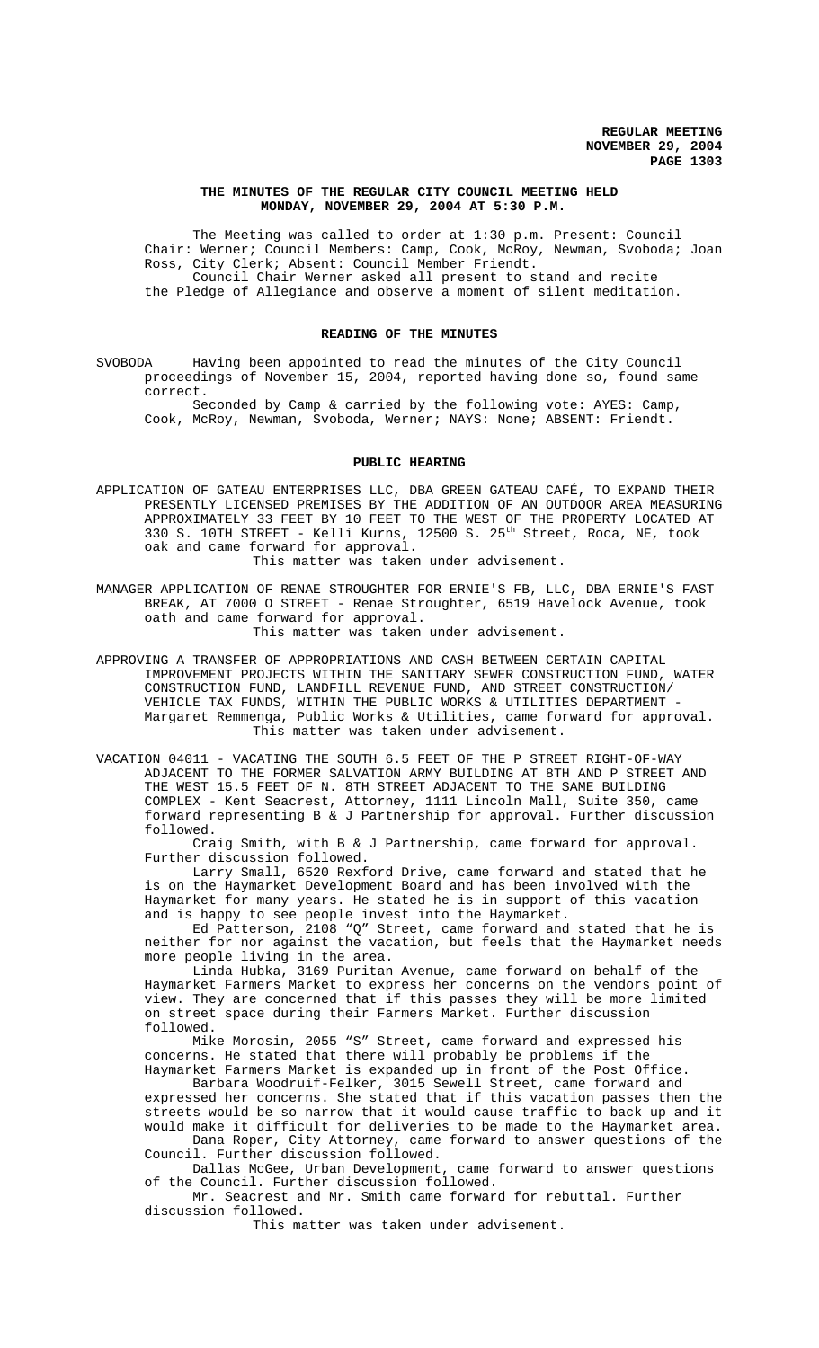**THE MINUTES OF THE REGULAR CITY COUNCIL MEETING HELD MONDAY, NOVEMBER 29, 2004 AT 5:30 P.M.**

The Meeting was called to order at 1:30 p.m. Present: Council Chair: Werner; Council Members: Camp, Cook, McRoy, Newman, Svoboda; Joan Ross, City Clerk; Absent: Council Member Friendt.

Council Chair Werner asked all present to stand and recite the Pledge of Allegiance and observe a moment of silent meditation.

## READING OF THE MINUTES

SVOBODA Having been appointed to read the minutes of the City Council proceedings of November 15, 2004, reported having done so, found same correct.

Seconded by Camp & carried by the following vote: AYES: Camp, Cook, McRoy, Newman, Svoboda, Werner; NAYS: None; ABSENT: Friendt.

## PUBLIC HEARING

APPLICATION OF GATEAU ENTERPRISES LLC, DBA GREEN GATEAU CAFÉ, TO EXPAND THEIR PRESENTLY LICENSED PREMISES BY THE ADDITION OF AN OUTDOOR AREA MEASURING APPROXIMATELY 33 FEET BY 10 FEET TO THE WEST OF THE PROPERTY LOCATED AT 330 S. 10TH STREET - Kelli Kurns, 12500 S. 25th Street, Roca, NE, took oak and came forward for approval.

This matter was taken under advisement.

MANAGER APPLICATION OF RENAE STROUGHTER FOR ERNIE'S FB, LLC, DBA ERNIE'S FAST BREAK, AT 7000 O STREET - Renae Stroughter, 6519 Havelock Avenue, took oath and came forward for approval.

This matter was taken under advisement.

APPROVING A TRANSFER OF APPROPRIATIONS AND CASH BETWEEN CERTAIN CAPITAL IMPROVEMENT PROJECTS WITHIN THE SANITARY SEWER CONSTRUCTION FUND, WATER CONSTRUCTION FUND, LANDFILL REVENUE FUND, AND STREET CONSTRUCTION/ VEHICLE TAX FUNDS, WITHIN THE PUBLIC WORKS & UTILITIES DEPARTMENT - Margaret Remmenga, Public Works & Utilities, came forward for approval.

This matter was taken under advisement.

VACATION 04011 - VACATING THE SOUTH 6.5 FEET OF THE P STREET RIGHT-OF-WAY ADJACENT TO THE FORMER SALVATION ARMY BUILDING AT 8TH AND P STREET AND THE WEST 15.5 FEET OF N. 8TH STREET ADJACENT TO THE SAME BUILDING COMPLEX - Kent Seacrest, Attorney, 1111 Lincoln Mall, Suite 350, came forward representing B & J Partnership for approval. Further discussion followed.

Craig Smith, with B & J Partnership, came forward for approval. Further discussion followed.

Larry Small, 6520 Rexford Drive, came forward and stated that he is on the Haymarket Development Board and has been involved with the Haymarket for many years. He stated he is in support of this vacation and is happy to see people invest into the Haymarket.

Ed Patterson, 2108 "Q" Street, came forward and stated that he is neither for nor against the vacation, but feels that the Haymarket needs more people living in the area.

Linda Hubka, 3169 Puritan Avenue, came forward on behalf of the Haymarket Farmers Market to express her concerns on the vendors point of view. They are concerned that if this passes they will be more limited on street space during their Farmers Market. Further discussion followed.

Mike Morosin, 2055 "S" Street, came forward and expressed his concerns. He stated that there will probably be problems if the Haymarket Farmers Market is expanded up in front of the Post Office.

Barbara Woodruif-Felker, 3015 Sewell Street, came forward and expressed her concerns. She stated that if this vacation passes then the streets would be so narrow that it would cause traffic to back up and it would make it difficult for deliveries to be made to the Haymarket area.

Dana Roper, City Attorney, came forward to answer questions of the Council. Further discussion followed.

Dallas McGee, Urban Development, came forward to answer questions of the Council. Further discussion followed.

Mr. Seacrest and Mr. Smith came forward for rebuttal. Further discussion followed.

This matter was taken under advisement.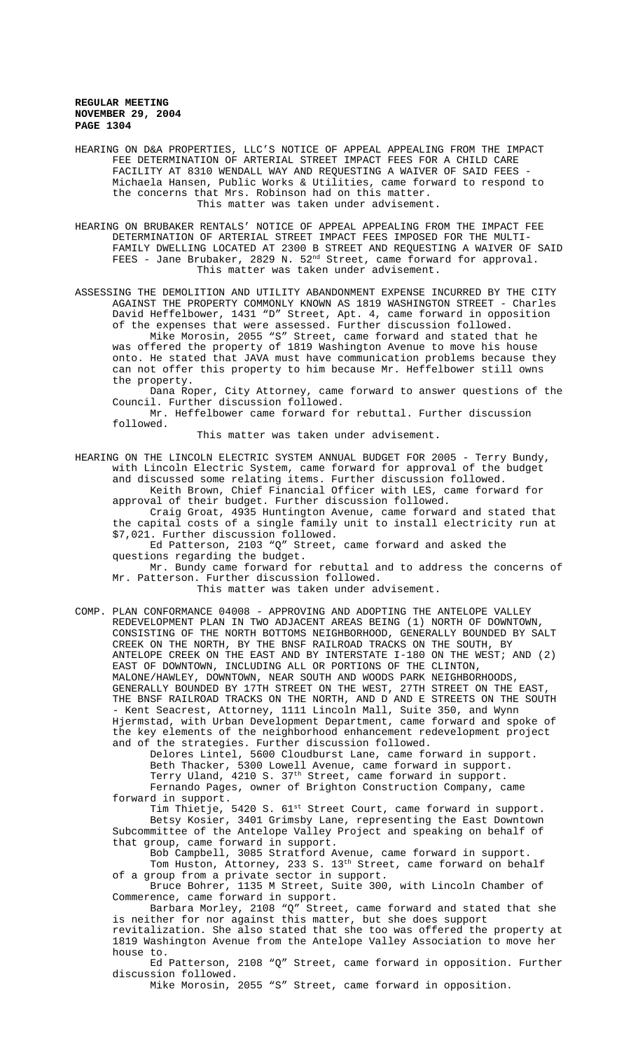HEARING ON D&A PROPERTIES, LLC'S NOTICE OF APPEAL APPEALING FROM THE IMPACT FEE DETERMINATION OF ARTERIAL STREET IMPACT FEES FOR A CHILD CARE FACILITY AT 8310 WENDALL WAY AND REQUESTING A WAIVER OF SAID FEES - Michaela Hansen, Public Works & Utilities, came forward to respond to the concerns that Mrs. Robinson had on this matter.

This matter was taken under advisement.

HEARING ON BRUBAKER RENTALS' NOTICE OF APPEAL APPEALING FROM THE IMPACT FEE DETERMINATION OF ARTERIAL STREET IMPACT FEES IMPOSED FOR THE MULTI-FAMILY DWELLING LOCATED AT 2300 B STREET AND REQUESTING A WAIVER OF SAID FEES - Jane Brubaker, 2829 N. 52nd Street, came forward for approval.

This matter was taken under advisement.

ASSESSING THE DEMOLITION AND UTILITY ABANDONMENT EXPENSE INCURRED BY THE CITY AGAINST THE PROPERTY COMMONLY KNOWN AS 1819 WASHINGTON STREET - Charles David Heffelbower, 1431 "D" Street, Apt. 4, came forward in opposition of the expenses that were assessed. Further discussion followed.

Mike Morosin, 2055 "S" Street, came forward and stated that he was offered the property of 1819 Washington Avenue to move his house onto. He stated that JAVA must have communication problems because they can not offer this property to him because Mr. Heffelbower still owns the property.

Dana Roper, City Attorney, came forward to answer questions of the Council. Further discussion followed.

Mr. Heffelbower came forward for rebuttal. Further discussion followed.

This matter was taken under advisement.

HEARING ON THE LINCOLN ELECTRIC SYSTEM ANNUAL BUDGET FOR 2005 - Terry Bundy, with Lincoln Electric System, came forward for approval of the budget and discussed some relating items. Further discussion followed.

Keith Brown, Chief Financial Officer with LES, came forward for approval of their budget. Further discussion followed.

Craig Groat, 4935 Huntington Avenue, came forward and stated that the capital costs of a single family unit to install electricity run at $7,021. Further discussion followed.

Ed Patterson, 2103 "Q" Street, came forward and asked the questions regarding the budget.

Mr. Bundy came forward for rebuttal and to address the concerns of Mr. Patterson. Further discussion followed.

This matter was taken under advisement.

COMP. PLAN CONFORMANCE 04008 - APPROVING AND ADOPTING THE ANTELOPE VALLEY REDEVELOPMENT PLAN IN TWO ADJACENT AREAS BEING (1) NORTH OF DOWNTOWN, CONSISTING OF THE NORTH BOTTOMS NEIGHBORHOOD, GENERALLY BOUNDED BY SALT CREEK ON THE NORTH, BY THE BNSF RAILROAD TRACKS ON THE SOUTH, BY ANTELOPE CREEK ON THE EAST AND BY INTERSTATE I-180 ON THE WEST; AND (2) EAST OF DOWNTOWN, INCLUDING ALL OR PORTIONS OF THE CLINTON, MALONE/HAWLEY, DOWNTOWN, NEAR SOUTH AND WOODS PARK NEIGHBORHOODS, GENERALLY BOUNDED BY 17TH STREET ON THE WEST, 27TH STREET ON THE EAST, THE BNSF RAILROAD TRACKS ON THE NORTH, AND D AND E STREETS ON THE SOUTH - Kent Seacrest, Attorney, 1111 Lincoln Mall, Suite 350, and Wynn Hjermstad, with Urban Development Department, came forward and spoke of the key elements of the neighborhood enhancement redevelopment project and of the strategies. Further discussion followed.

Delores Lintel, 5600 Cloudburst Lane, came forward in support.

Beth Thacker, 5300 Lowell Avenue, came forward in support.

Terry Uland, 4210 S. 37th Street, came forward in support.

Fernando Pages, owner of Brighton Construction Company, came forward in support.

Tim Thietje, 5420 S. 61st Street Court, came forward in support.

Betsy Kosier, 3401 Grimsby Lane, representing the East Downtown Subcommittee of the Antelope Valley Project and speaking on behalf of that group, came forward in support.

Bob Campbell, 3085 Stratford Avenue, came forward in support.

Tom Huston, Attorney, 233 S. 13th Street, came forward on behalf of a group from a private sector in support.

Bruce Bohrer, 1135 M Street, Suite 300, with Lincoln Chamber of Commerce, came forward in support.

Barbara Morley, 2108 "Q" Street, came forward and stated that she is neither for nor against this matter, but she does support revitalization. She also stated that she too was offered the property at 1819 Washington Avenue from the Antelope Valley Association to move her house to.

Ed Patterson, 2108 "Q" Street, came forward in opposition. Further discussion followed.

Mike Morosin, 2055 "S" Street, came forward in opposition.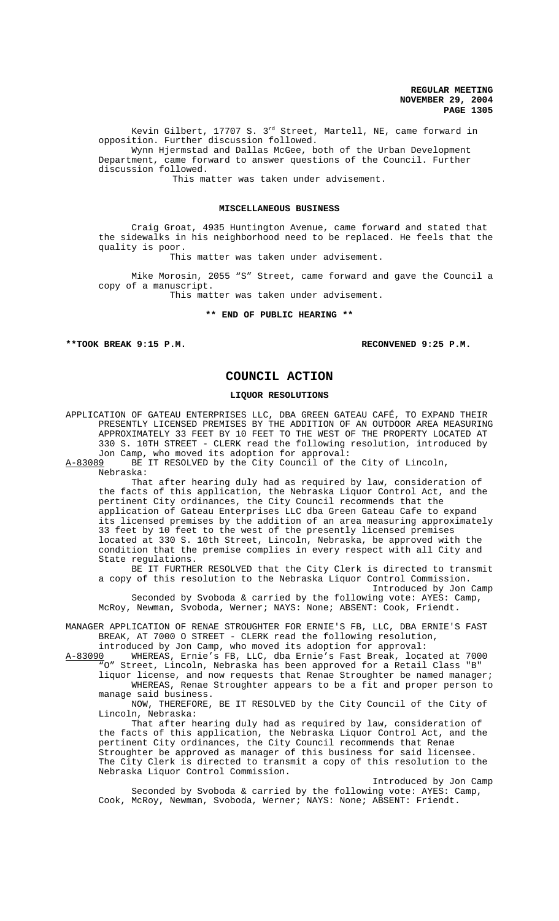Kevin Gilbert, 17707 S. 3rd Street, Martell, NE, came forward in opposition. Further discussion followed.

Wynn Hjermstad and Dallas McGee, both of the Urban Development Department, came forward to answer questions of the Council. Further discussion followed.

This matter was taken under advisement.

## MISCELLANEOUS BUSINESS

Craig Groat, 4935 Huntington Avenue, came forward and stated that the sidewalks in his neighborhood need to be replaced. He feels that the quality is poor.

This matter was taken under advisement.

Mike Morosin, 2055 "S" Street, came forward and gave the Council a copy of a manuscript.

This matter was taken under advisement.

**\*\* END OF PUBLIC HEARING \*\***

**\*\*TOOK BREAK 9:15 P.M. RECONVENED 9:25 P.M.**

# COUNCIL ACTION

## LIQUOR RESOLUTIONS

APPLICATION OF GATEAU ENTERPRISES LLC, DBA GREEN GATEAU CAFÉ, TO EXPAND THEIR PRESENTLY LICENSED PREMISES BY THE ADDITION OF AN OUTDOOR AREA MEASURING APPROXIMATELY 33 FEET BY 10 FEET TO THE WEST OF THE PROPERTY LOCATED AT 330 S. 10TH STREET - CLERK read the following resolution, introduced by Jon Camp, who moved its adoption for approval:

A-83089 BE IT RESOLVED by the City Council of the City of Lincoln, Nebraska:

That after hearing duly had as required by law, consideration of the facts of this application, the Nebraska Liquor Control Act, and the pertinent City ordinances, the City Council recommends that the application of Gateau Enterprises LLC dba Green Gateau Cafe to expand its licensed premises by the addition of an area measuring approximately 33 feet by 10 feet to the west of the presently licensed premises located at 330 S. 10th Street, Lincoln, Nebraska, be approved with the condition that the premise complies in every respect with all City and State regulations.

BE IT FURTHER RESOLVED that the City Clerk is directed to transmit a copy of this resolution to the Nebraska Liquor Control Commission.

Introduced by Jon Camp

Seconded by Svoboda & carried by the following vote: AYES: Camp, McRoy, Newman, Svoboda, Werner; NAYS: None; ABSENT: Cook, Friendt.

MANAGER APPLICATION OF RENAE STROUGHTER FOR ERNIE'S FB, LLC, DBA ERNIE'S FAST BREAK, AT 7000 O STREET - CLERK read the following resolution, introduced by Jon Camp, who moved its adoption for approval:

A-83090 WHEREAS, Ernie's FB, LLC, dba Ernie's Fast Break, located at 7000 "O" Street, Lincoln, Nebraska has been approved for a Retail Class "B" liquor license, and now requests that Renae Stroughter be named manager;

WHEREAS, Renae Stroughter appears to be a fit and proper person to manage said business.

NOW, THEREFORE, BE IT RESOLVED by the City Council of the City of Lincoln, Nebraska:

That after hearing duly had as required by law, consideration of the facts of this application, the Nebraska Liquor Control Act, and the pertinent City ordinances, the City Council recommends that Renae Stroughter be approved as manager of this business for said licensee. The City Clerk is directed to transmit a copy of this resolution to the Nebraska Liquor Control Commission.

Introduced by Jon Camp

Seconded by Svoboda & carried by the following vote: AYES: Camp, Cook, McRoy, Newman, Svoboda, Werner; NAYS: None; ABSENT: Friendt.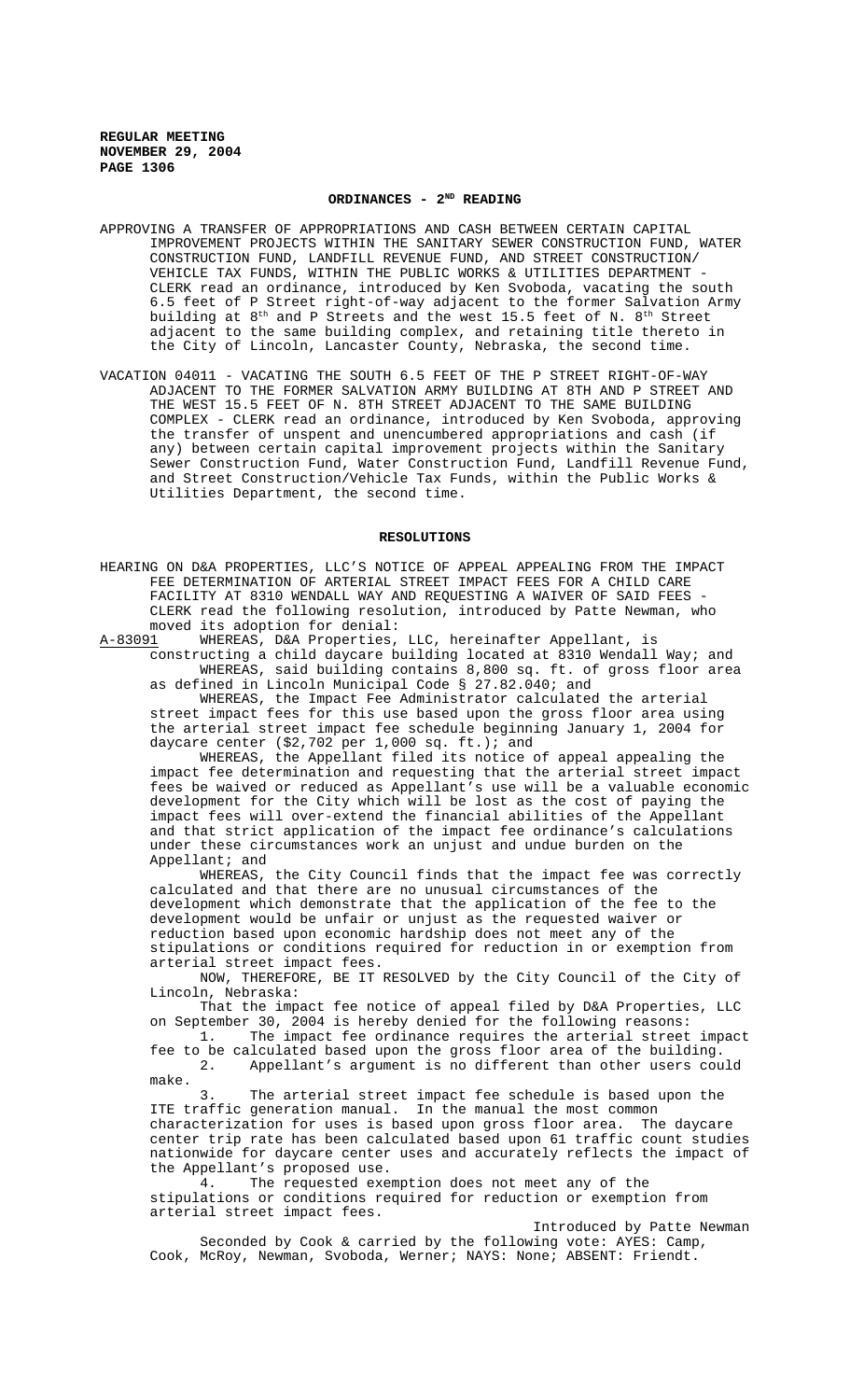## ORDINANCES - 2[ND] READING

APPROVING A TRANSFER OF APPROPRIATIONS AND CASH BETWEEN CERTAIN CAPITAL IMPROVEMENT PROJECTS WITHIN THE SANITARY SEWER CONSTRUCTION FUND, WATER CONSTRUCTION FUND, LANDFILL REVENUE FUND, AND STREET CONSTRUCTION/ VEHICLE TAX FUNDS, WITHIN THE PUBLIC WORKS & UTILITIES DEPARTMENT - CLERK read an ordinance, introduced by Ken Svoboda, vacating the south 6.5 feet of P Street right-of-way adjacent to the former Salvation Army building at 8[th] and P Streets and the west 15.5 feet of N. 8[th] Street adjacent to the same building complex, and retaining title thereto in the City of Lincoln, Lancaster County, Nebraska, the second time.

VACATION 04011 - VACATING THE SOUTH 6.5 FEET OF THE P STREET RIGHT-OF-WAY ADJACENT TO THE FORMER SALVATION ARMY BUILDING AT 8TH AND P STREET AND THE WEST 15.5 FEET OF N. 8TH STREET ADJACENT TO THE SAME BUILDING COMPLEX - CLERK read an ordinance, introduced by Ken Svoboda, approving the transfer of unspent and unencumbered appropriations and cash (if any) between certain capital improvement projects within the Sanitary Sewer Construction Fund, Water Construction Fund, Landfill Revenue Fund, and Street Construction/Vehicle Tax Funds, within the Public Works & Utilities Department, the second time.

## RESOLUTIONS

HEARING ON D&A PROPERTIES, LLC'S NOTICE OF APPEAL APPEALING FROM THE IMPACT FEE DETERMINATION OF ARTERIAL STREET IMPACT FEES FOR A CHILD CARE FACILITY AT 8310 WENDALL WAY AND REQUESTING A WAIVER OF SAID FEES - CLERK read the following resolution, introduced by Patte Newman, who moved its adoption for denial:

A-83091 WHEREAS, D&A Properties, LLC, hereinafter Appellant, is constructing a child daycare building located at 8310 Wendall Way; and

WHEREAS, said building contains 8,800 sq. ft. of gross floor area as defined in Lincoln Municipal Code § 27.82.040; and

WHEREAS, the Impact Fee Administrator calculated the arterial street impact fees for this use based upon the gross floor area using the arterial street impact fee schedule beginning January 1, 2004 for daycare center ($2,702 per 1,000 sq. ft.); and

WHEREAS, the Appellant filed its notice of appeal appealing the impact fee determination and requesting that the arterial street impact fees be waived or reduced as Appellant's use will be a valuable economic development for the City which will be lost as the cost of paying the impact fees will over-extend the financial abilities of the Appellant and that strict application of the impact fee ordinance's calculations under these circumstances work an unjust and undue burden on the Appellant; and

WHEREAS, the City Council finds that the impact fee was correctly calculated and that there are no unusual circumstances of the development which demonstrate that the application of the fee to the development would be unfair or unjust as the requested waiver or reduction based upon economic hardship does not meet any of the stipulations or conditions required for reduction in or exemption from arterial street impact fees.

NOW, THEREFORE, BE IT RESOLVED by the City Council of the City of Lincoln, Nebraska:

That the impact fee notice of appeal filed by D&A Properties, LLC on September 30, 2004 is hereby denied for the following reasons:

1. The impact fee ordinance requires the arterial street impact fee to be calculated based upon the gross floor area of the building.
2. Appellant's argument is no different than other users could make.
3. The arterial street impact fee schedule is based upon the ITE traffic generation manual. In the manual the most common characterization for uses is based upon gross floor area. The daycare center trip rate has been calculated based upon 61 traffic count studies nationwide for daycare center uses and accurately reflects the impact of the Appellant's proposed use.
4. The requested exemption does not meet any of the stipulations or conditions required for reduction or exemption from arterial street impact fees.

Introduced by Patte Newman

Seconded by Cook & carried by the following vote: AYES: Camp, Cook, McRoy, Newman, Svoboda, Werner; NAYS: None; ABSENT: Friendt.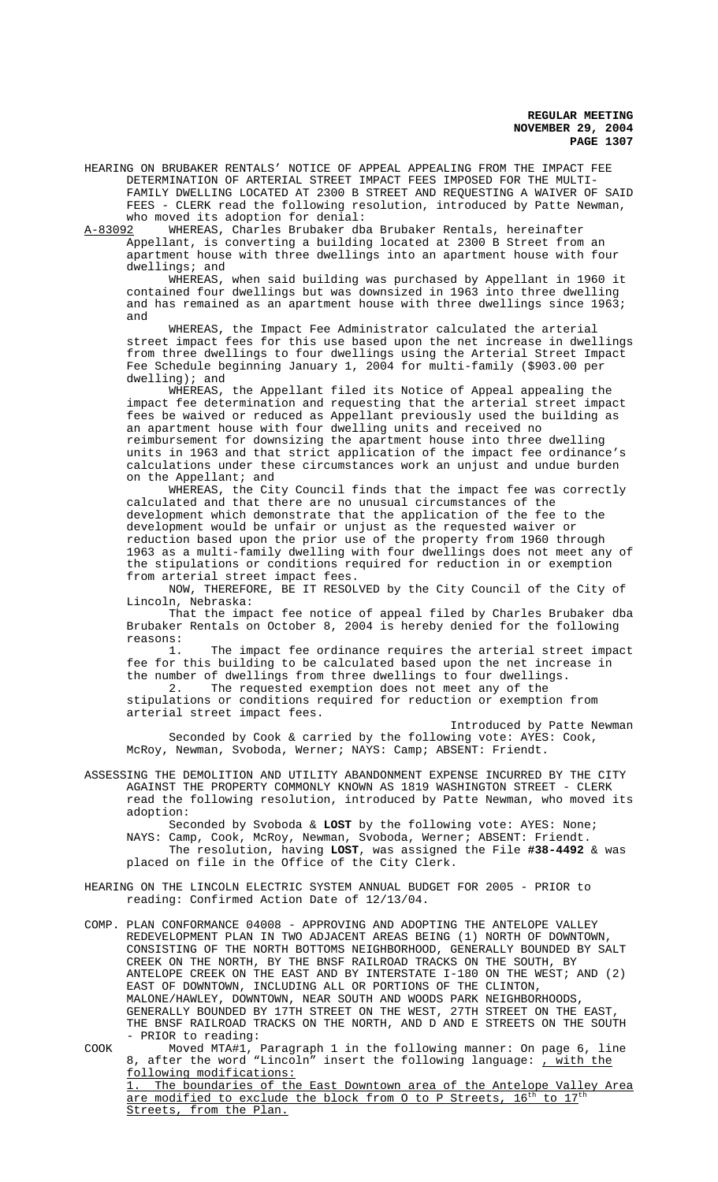HEARING ON BRUBAKER RENTALS' NOTICE OF APPEAL APPEALING FROM THE IMPACT FEE DETERMINATION OF ARTERIAL STREET IMPACT FEES IMPOSED FOR THE MULTI-FAMILY DWELLING LOCATED AT 2300 B STREET AND REQUESTING A WAIVER OF SAID FEES - CLERK read the following resolution, introduced by Patte Newman, who moved its adoption for denial:

A-83092 WHEREAS, Charles Brubaker dba Brubaker Rentals, hereinafter Appellant, is converting a building located at 2300 B Street from an apartment house with three dwellings into an apartment house with four dwellings; and

WHEREAS, when said building was purchased by Appellant in 1960 it contained four dwellings but was downsized in 1963 into three dwelling and has remained as an apartment house with three dwellings since 1963; and

WHEREAS, the Impact Fee Administrator calculated the arterial street impact fees for this use based upon the net increase in dwellings from three dwellings to four dwellings using the Arterial Street Impact Fee Schedule beginning January 1, 2004 for multi-family ($903.00 per dwelling); and

WHEREAS, the Appellant filed its Notice of Appeal appealing the impact fee determination and requesting that the arterial street impact fees be waived or reduced as Appellant previously used the building as an apartment house with four dwelling units and received no reimbursement for downsizing the apartment house into three dwelling units in 1963 and that strict application of the impact fee ordinance's calculations under these circumstances work an unjust and undue burden on the Appellant; and

WHEREAS, the City Council finds that the impact fee was correctly calculated and that there are no unusual circumstances of the development which demonstrate that the application of the fee to the development would be unfair or unjust as the requested waiver or reduction based upon the prior use of the property from 1960 through 1963 as a multi-family dwelling with four dwellings does not meet any of the stipulations or conditions required for reduction in or exemption from arterial street impact fees.

NOW, THEREFORE, BE IT RESOLVED by the City Council of the City of Lincoln, Nebraska:

That the impact fee notice of appeal filed by Charles Brubaker dba Brubaker Rentals on October 8, 2004 is hereby denied for the following reasons:

1. The impact fee ordinance requires the arterial street impact fee for this building to be calculated based upon the net increase in the number of dwellings from three dwellings to four dwellings.

2. The requested exemption does not meet any of the stipulations or conditions required for reduction or exemption from arterial street impact fees.

Introduced by Patte Newman

Seconded by Cook & carried by the following vote: AYES: Cook, McRoy, Newman, Svoboda, Werner; NAYS: Camp; ABSENT: Friendt.

ASSESSING THE DEMOLITION AND UTILITY ABANDONMENT EXPENSE INCURRED BY THE CITY AGAINST THE PROPERTY COMMONLY KNOWN AS 1819 WASHINGTON STREET - CLERK read the following resolution, introduced by Patte Newman, who moved its adoption:

Seconded by Svoboda & **LOST** by the following vote: AYES: None; NAYS: Camp, Cook, McRoy, Newman, Svoboda, Werner; ABSENT: Friendt.

The resolution, having **LOST**, was assigned the File **#38-4492** & was placed on file in the Office of the City Clerk.

HEARING ON THE LINCOLN ELECTRIC SYSTEM ANNUAL BUDGET FOR 2005 - PRIOR to reading: Confirmed Action Date of 12/13/04.

COMP. PLAN CONFORMANCE 04008 - APPROVING AND ADOPTING THE ANTELOPE VALLEY REDEVELOPMENT PLAN IN TWO ADJACENT AREAS BEING (1) NORTH OF DOWNTOWN, CONSISTING OF THE NORTH BOTTOMS NEIGHBORHOOD, GENERALLY BOUNDED BY SALT CREEK ON THE NORTH, BY THE BNSF RAILROAD TRACKS ON THE SOUTH, BY ANTELOPE CREEK ON THE EAST AND BY INTERSTATE I-180 ON THE WEST; AND (2) EAST OF DOWNTOWN, INCLUDING ALL OR PORTIONS OF THE CLINTON, MALONE/HAWLEY, DOWNTOWN, NEAR SOUTH AND WOODS PARK NEIGHBORHOODS, GENERALLY BOUNDED BY 17TH STREET ON THE WEST, 27TH STREET ON THE EAST, THE BNSF RAILROAD TRACKS ON THE NORTH, AND D AND E STREETS ON THE SOUTH - PRIOR to reading:

COOK Moved MTA#1, Paragraph 1 in the following manner: On page 6, line 8, after the word "Lincoln" insert the following language: , with the following modifications:

1. The boundaries of the East Downtown area of the Antelope Valley Area are modified to exclude the block from O to P Streets, 16th to 17th Streets, from the Plan.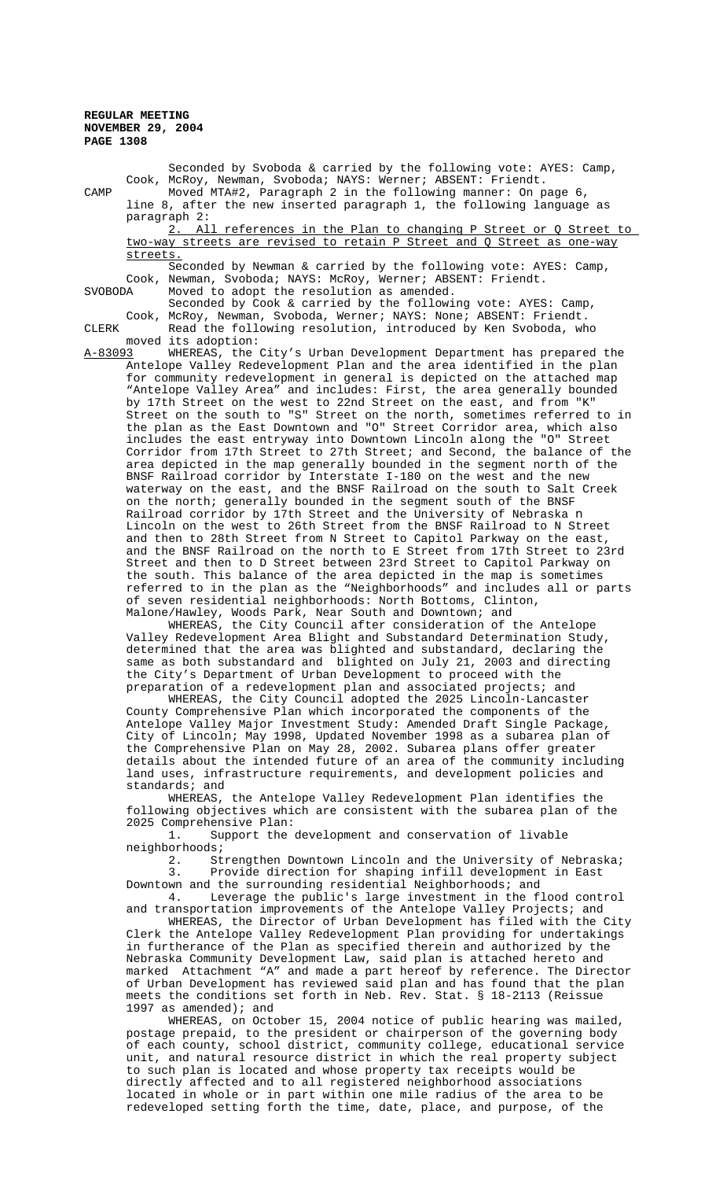Seconded by Svoboda & carried by the following vote: AYES: Camp, Cook, McRoy, Newman, Svoboda; NAYS: Werner; ABSENT: Friendt.

CAMP Moved MTA#2, Paragraph 2 in the following manner: On page 6, line 8, after the new inserted paragraph 1, the following language as paragraph 2:

2. All references in the Plan to changing P Street or Q Street to two-way streets are revised to retain P Street and Q Street as one-way streets.

Seconded by Newman & carried by the following vote: AYES: Camp, Cook, Newman, Svoboda; NAYS: McRoy, Werner; ABSENT: Friendt.

SVOBODA Moved to adopt the resolution as amended.

Seconded by Cook & carried by the following vote: AYES: Camp, Cook, McRoy, Newman, Svoboda, Werner; NAYS: None; ABSENT: Friendt.

CLERK Read the following resolution, introduced by Ken Svoboda, who moved its adoption:

A-83093 WHEREAS, the City's Urban Development Department has prepared the Antelope Valley Redevelopment Plan and the area identified in the plan for community redevelopment in general is depicted on the attached map "Antelope Valley Area" and includes: First, the area generally bounded by 17th Street on the west to 22nd Street on the east, and from "K" Street on the south to "S" Street on the north, sometimes referred to in the plan as the East Downtown and "O" Street Corridor area, which also includes the east entryway into Downtown Lincoln along the "O" Street Corridor from 17th Street to 27th Street; and Second, the balance of the area depicted in the map generally bounded in the segment north of the BNSF Railroad corridor by Interstate I-180 on the west and the new waterway on the east, and the BNSF Railroad on the south to Salt Creek on the north; generally bounded in the segment south of the BNSF Railroad corridor by 17th Street and the University of Nebraska n Lincoln on the west to 26th Street from the BNSF Railroad to N Street and then to 28th Street from N Street to Capitol Parkway on the east, and the BNSF Railroad on the north to E Street from 17th Street to 23rd Street and then to D Street between 23rd Street to Capitol Parkway on the south. This balance of the area depicted in the map is sometimes referred to in the plan as the "Neighborhoods" and includes all or parts of seven residential neighborhoods: North Bottoms, Clinton, Malone/Hawley, Woods Park, Near South and Downtown; and

WHEREAS, the City Council after consideration of the Antelope Valley Redevelopment Area Blight and Substandard Determination Study, determined that the area was blighted and substandard, declaring the same as both substandard and blighted on July 21, 2003 and directing the City's Department of Urban Development to proceed with the preparation of a redevelopment plan and associated projects; and

WHEREAS, the City Council adopted the 2025 Lincoln-Lancaster County Comprehensive Plan which incorporated the components of the Antelope Valley Major Investment Study: Amended Draft Single Package, City of Lincoln; May 1998, Updated November 1998 as a subarea plan of the Comprehensive Plan on May 28, 2002. Subarea plans offer greater details about the intended future of an area of the community including land uses, infrastructure requirements, and development policies and standards; and

WHEREAS, the Antelope Valley Redevelopment Plan identifies the following objectives which are consistent with the subarea plan of the 2025 Comprehensive Plan:

1. Support the development and conservation of livable neighborhoods;
2. Strengthen Downtown Lincoln and the University of Nebraska;
3. Provide direction for shaping infill development in East Downtown and the surrounding residential Neighborhoods; and
4. Leverage the public's large investment in the flood control and transportation improvements of the Antelope Valley Projects; and

WHEREAS, the Director of Urban Development has filed with the City Clerk the Antelope Valley Redevelopment Plan providing for undertakings in furtherance of the Plan as specified therein and authorized by the Nebraska Community Development Law, said plan is attached hereto and marked Attachment "A" and made a part hereof by reference. The Director of Urban Development has reviewed said plan and has found that the plan meets the conditions set forth in Neb. Rev. Stat. § 18-2113 (Reissue 1997 as amended); and

WHEREAS, on October 15, 2004 notice of public hearing was mailed, postage prepaid, to the president or chairperson of the governing body of each county, school district, community college, educational service unit, and natural resource district in which the real property subject to such plan is located and whose property tax receipts would be directly affected and to all registered neighborhood associations located in whole or in part within one mile radius of the area to be redeveloped setting forth the time, date, place, and purpose, of the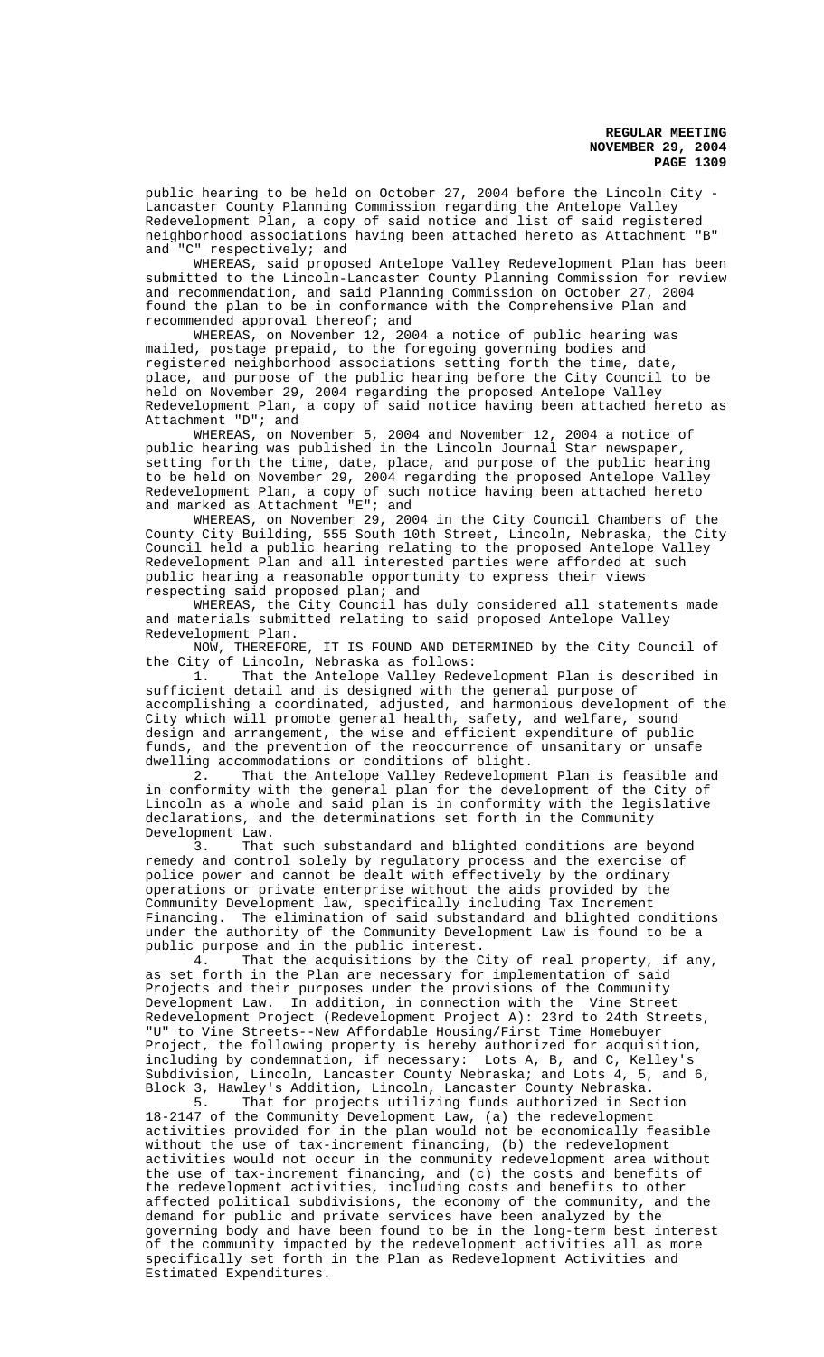public hearing to be held on October 27, 2004 before the Lincoln City - Lancaster County Planning Commission regarding the Antelope Valley Redevelopment Plan, a copy of said notice and list of said registered neighborhood associations having been attached hereto as Attachment "B" and "C" respectively; and

WHEREAS, said proposed Antelope Valley Redevelopment Plan has been submitted to the Lincoln-Lancaster County Planning Commission for review and recommendation, and said Planning Commission on October 27, 2004 found the plan to be in conformance with the Comprehensive Plan and recommended approval thereof; and

WHEREAS, on November 12, 2004 a notice of public hearing was mailed, postage prepaid, to the foregoing governing bodies and registered neighborhood associations setting forth the time, date, place, and purpose of the public hearing before the City Council to be held on November 29, 2004 regarding the proposed Antelope Valley Redevelopment Plan, a copy of said notice having been attached hereto as Attachment "D"; and

WHEREAS, on November 5, 2004 and November 12, 2004 a notice of public hearing was published in the Lincoln Journal Star newspaper, setting forth the time, date, place, and purpose of the public hearing to be held on November 29, 2004 regarding the proposed Antelope Valley Redevelopment Plan, a copy of such notice having been attached hereto and marked as Attachment "E"; and

WHEREAS, on November 29, 2004 in the City Council Chambers of the County City Building, 555 South 10th Street, Lincoln, Nebraska, the City Council held a public hearing relating to the proposed Antelope Valley Redevelopment Plan and all interested parties were afforded at such public hearing a reasonable opportunity to express their views respecting said proposed plan; and

WHEREAS, the City Council has duly considered all statements made and materials submitted relating to said proposed Antelope Valley Redevelopment Plan.

NOW, THEREFORE, IT IS FOUND AND DETERMINED by the City Council of the City of Lincoln, Nebraska as follows:

1. That the Antelope Valley Redevelopment Plan is described in sufficient detail and is designed with the general purpose of accomplishing a coordinated, adjusted, and harmonious development of the City which will promote general health, safety, and welfare, sound design and arrangement, the wise and efficient expenditure of public funds, and the prevention of the reoccurrence of unsanitary or unsafe dwelling accommodations or conditions of blight.

2. That the Antelope Valley Redevelopment Plan is feasible and in conformity with the general plan for the development of the City of Lincoln as a whole and said plan is in conformity with the legislative declarations, and the determinations set forth in the Community Development Law.

3. That such substandard and blighted conditions are beyond remedy and control solely by regulatory process and the exercise of police power and cannot be dealt with effectively by the ordinary operations or private enterprise without the aids provided by the Community Development law, specifically including Tax Increment Financing. The elimination of said substandard and blighted conditions under the authority of the Community Development Law is found to be a public purpose and in the public interest.

4. That the acquisitions by the City of real property, if any, as set forth in the Plan are necessary for implementation of said Projects and their purposes under the provisions of the Community Development Law. In addition, in connection with the Vine Street Redevelopment Project (Redevelopment Project A): 23rd to 24th Streets, "U" to Vine Streets--New Affordable Housing/First Time Homebuyer Project, the following property is hereby authorized for acquisition, including by condemnation, if necessary: Lots A, B, and C, Kelley's Subdivision, Lincoln, Lancaster County Nebraska; and Lots 4, 5, and 6, Block 3, Hawley's Addition, Lincoln, Lancaster County Nebraska.

5. That for projects utilizing funds authorized in Section 18-2147 of the Community Development Law, (a) the redevelopment activities provided for in the plan would not be economically feasible without the use of tax-increment financing, (b) the redevelopment activities would not occur in the community redevelopment area without the use of tax-increment financing, and (c) the costs and benefits of the redevelopment activities, including costs and benefits to other affected political subdivisions, the economy of the community, and the demand for public and private services have been analyzed by the governing body and have been found to be in the long-term best interest of the community impacted by the redevelopment activities all as more specifically set forth in the Plan as Redevelopment Activities and Estimated Expenditures.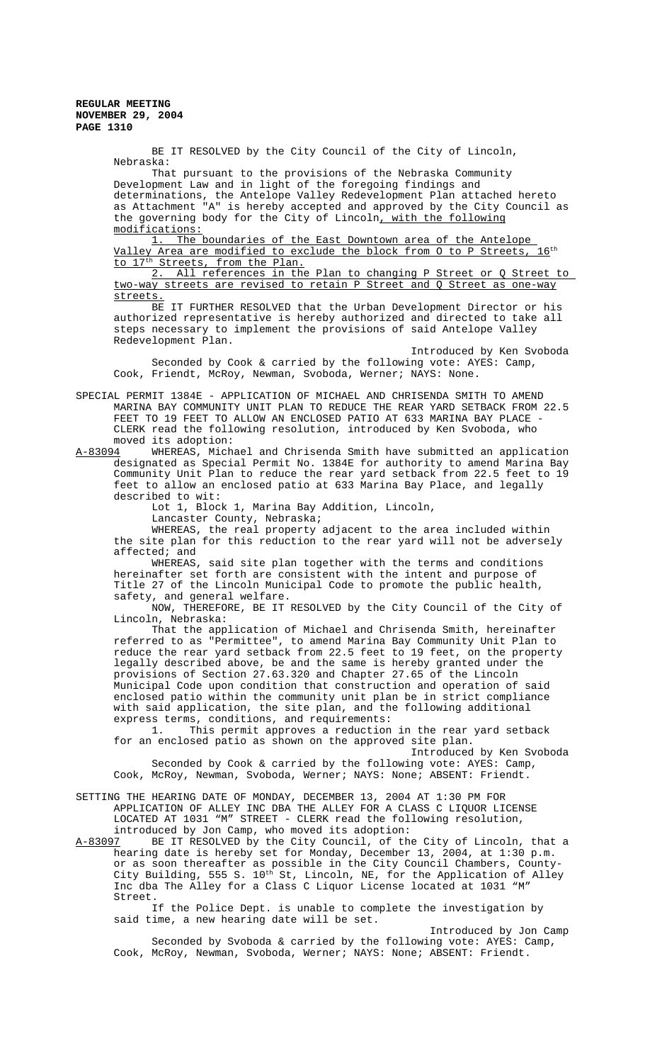BE IT RESOLVED by the City Council of the City of Lincoln, Nebraska:

That pursuant to the provisions of the Nebraska Community Development Law and in light of the foregoing findings and determinations, the Antelope Valley Redevelopment Plan attached hereto as Attachment "A" is hereby accepted and approved by the City Council as the governing body for the City of Lincoln, with the following modifications:

1. The boundaries of the East Downtown area of the Antelope Valley Area are modified to exclude the block from O to P Streets, 16th to 17th Streets, from the Plan.

2. All references in the Plan to changing P Street or Q Street to two-way streets are revised to retain P Street and Q Street as one-way streets.

BE IT FURTHER RESOLVED that the Urban Development Director or his authorized representative is hereby authorized and directed to take all steps necessary to implement the provisions of said Antelope Valley Redevelopment Plan.

Introduced by Ken Svoboda

Seconded by Cook & carried by the following vote: AYES: Camp, Cook, Friendt, McRoy, Newman, Svoboda, Werner; NAYS: None.

SPECIAL PERMIT 1384E - APPLICATION OF MICHAEL AND CHRISENDA SMITH TO AMEND MARINA BAY COMMUNITY UNIT PLAN TO REDUCE THE REAR YARD SETBACK FROM 22.5 FEET TO 19 FEET TO ALLOW AN ENCLOSED PATIO AT 633 MARINA BAY PLACE - CLERK read the following resolution, introduced by Ken Svoboda, who moved its adoption:

A-83094 WHEREAS, Michael and Chrisenda Smith have submitted an application designated as Special Permit No. 1384E for authority to amend Marina Bay Community Unit Plan to reduce the rear yard setback from 22.5 feet to 19 feet to allow an enclosed patio at 633 Marina Bay Place, and legally described to wit:

Lot 1, Block 1, Marina Bay Addition, Lincoln, Lancaster County, Nebraska;

WHEREAS, the real property adjacent to the area included within the site plan for this reduction to the rear yard will not be adversely affected; and

WHEREAS, said site plan together with the terms and conditions hereinafter set forth are consistent with the intent and purpose of Title 27 of the Lincoln Municipal Code to promote the public health, safety, and general welfare.

NOW, THEREFORE, BE IT RESOLVED by the City Council of the City of Lincoln, Nebraska:

That the application of Michael and Chrisenda Smith, hereinafter referred to as "Permittee", to amend Marina Bay Community Unit Plan to reduce the rear yard setback from 22.5 feet to 19 feet, on the property legally described above, be and the same is hereby granted under the provisions of Section 27.63.320 and Chapter 27.65 of the Lincoln Municipal Code upon condition that construction and operation of said enclosed patio within the community unit plan be in strict compliance with said application, the site plan, and the following additional express terms, conditions, and requirements:

1. This permit approves a reduction in the rear yard setback for an enclosed patio as shown on the approved site plan.

Introduced by Ken Svoboda

Seconded by Cook & carried by the following vote: AYES: Camp, Cook, McRoy, Newman, Svoboda, Werner; NAYS: None; ABSENT: Friendt.

SETTING THE HEARING DATE OF MONDAY, DECEMBER 13, 2004 AT 1:30 PM FOR APPLICATION OF ALLEY INC DBA THE ALLEY FOR A CLASS C LIQUOR LICENSE LOCATED AT 1031 "M" STREET - CLERK read the following resolution, introduced by Jon Camp, who moved its adoption:

A-83097 BE IT RESOLVED by the City Council, of the City of Lincoln, that a hearing date is hereby set for Monday, December 13, 2004, at 1:30 p.m. or as soon thereafter as possible in the City Council Chambers, County-City Building, 555 S. 10th St, Lincoln, NE, for the Application of Alley Inc dba The Alley for a Class C Liquor License located at 1031 "M" Street.

If the Police Dept. is unable to complete the investigation by said time, a new hearing date will be set.

Introduced by Jon Camp

Seconded by Svoboda & carried by the following vote: AYES: Camp, Cook, McRoy, Newman, Svoboda, Werner; NAYS: None; ABSENT: Friendt.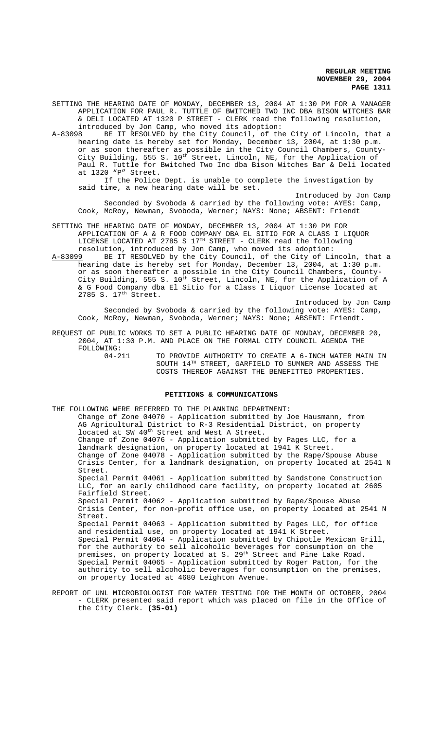SETTING THE HEARING DATE OF MONDAY, DECEMBER 13, 2004 AT 1:30 PM FOR A MANAGER APPLICATION FOR PAUL R. TUTTLE OF BWITCHED TWO INC DBA BISON WITCHES BAR & DELI LOCATED AT 1320 P STREET - CLERK read the following resolution, introduced by Jon Camp, who moved its adoption:

A-83098 BE IT RESOLVED by the City Council, of the City of Lincoln, that a hearing date is hereby set for Monday, December 13, 2004, at 1:30 p.m. or as soon thereafter as possible in the City Council Chambers, County-City Building, 555 S. 10th Street, Lincoln, NE, for the Application of Paul R. Tuttle for Bwitched Two Inc dba Bison Witches Bar & Deli located at 1320 "P" Street.

If the Police Dept. is unable to complete the investigation by said time, a new hearing date will be set.

Introduced by Jon Camp

Seconded by Svoboda & carried by the following vote: AYES: Camp, Cook, McRoy, Newman, Svoboda, Werner; NAYS: None; ABSENT: Friendt

SETTING THE HEARING DATE OF MONDAY, DECEMBER 13, 2004 AT 1:30 PM FOR APPLICATION OF A & R FOOD COMPANY DBA EL SITIO FOR A CLASS I LIQUOR LICENSE LOCATED AT 2785 S 17TH STREET - CLERK read the following resolution, introduced by Jon Camp, who moved its adoption:

A-83099 BE IT RESOLVED by the City Council, of the City of Lincoln, that a hearing date is hereby set for Monday, December 13, 2004, at 1:30 p.m. or as soon thereafter a possible in the City Council Chambers, County-City Building, 555 S. 10th Street, Lincoln, NE, for the Application of A & G Food Company dba El Sitio for a Class I Liquor License located at 2785 S. 17th Street.

Introduced by Jon Camp

Seconded by Svoboda & carried by the following vote: AYES: Camp, Cook, McRoy, Newman, Svoboda, Werner; NAYS: None; ABSENT: Friendt.

REQUEST OF PUBLIC WORKS TO SET A PUBLIC HEARING DATE OF MONDAY, DECEMBER 20, 2004, AT 1:30 P.M. AND PLACE ON THE FORMAL CITY COUNCIL AGENDA THE FOLLOWING:

04-211 TO PROVIDE AUTHORITY TO CREATE A 6-INCH WATER MAIN IN SOUTH 14TH STREET, GARFIELD TO SUMNER AND ASSESS THE COSTS THEREOF AGAINST THE BENEFITTED PROPERTIES.

## PETITIONS & COMMUNICATIONS

THE FOLLOWING WERE REFERRED TO THE PLANNING DEPARTMENT:

Change of Zone 04070 - Application submitted by Joe Hausmann, from AG Agricultural District to R-3 Residential District, on property located at SW 40th Street and West A Street.

Change of Zone 04076 - Application submitted by Pages LLC, for a landmark designation, on property located at 1941 K Street.

Change of Zone 04078 - Application submitted by the Rape/Spouse Abuse Crisis Center, for a landmark designation, on property located at 2541 N Street.

Special Permit 04061 - Application submitted by Sandstone Construction LLC, for an early childhood care facility, on property located at 2605 Fairfield Street.

Special Permit 04062 - Application submitted by Rape/Spouse Abuse Crisis Center, for non-profit office use, on property located at 2541 N Street.

Special Permit 04063 - Application submitted by Pages LLC, for office and residential use, on property located at 1941 K Street.

Special Permit 04064 - Application submitted by Chipotle Mexican Grill, for the authority to sell alcoholic beverages for consumption on the premises, on property located at S. 29th Street and Pine Lake Road.

Special Permit 04065 - Application submitted by Roger Patton, for the authority to sell alcoholic beverages for consumption on the premises, on property located at 4680 Leighton Avenue.

REPORT OF UNL MICROBIOLOGIST FOR WATER TESTING FOR THE MONTH OF OCTOBER, 2004 - CLERK presented said report which was placed on file in the Office of the City Clerk. **(35-01)**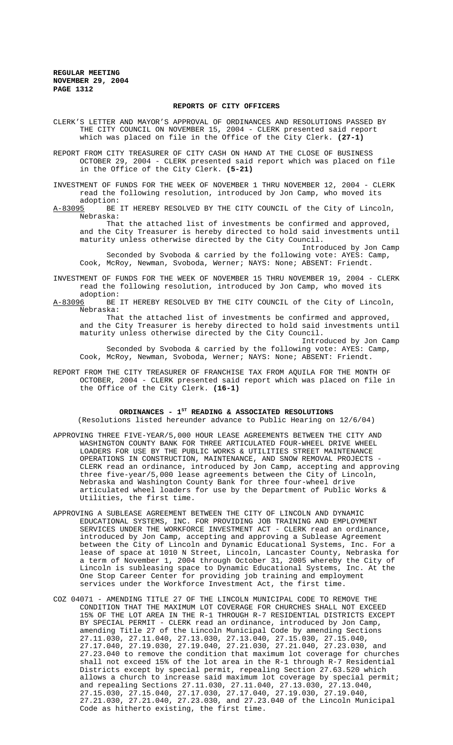## REPORTS OF CITY OFFICERS

CLERK'S LETTER AND MAYOR'S APPROVAL OF ORDINANCES AND RESOLUTIONS PASSED BY THE CITY COUNCIL ON NOVEMBER 15, 2004 - CLERK presented said report which was placed on file in the Office of the City Clerk. **(27-1)**

REPORT FROM CITY TREASURER OF CITY CASH ON HAND AT THE CLOSE OF BUSINESS OCTOBER 29, 2004 - CLERK presented said report which was placed on file in the Office of the City Clerk. **(5-21)**

INVESTMENT OF FUNDS FOR THE WEEK OF NOVEMBER 1 THRU NOVEMBER 12, 2004 - CLERK read the following resolution, introduced by Jon Camp, who moved its adoption:

A-83095 BE IT HEREBY RESOLVED BY THE CITY COUNCIL of the City of Lincoln, Nebraska:

That the attached list of investments be confirmed and approved, and the City Treasurer is hereby directed to hold said investments until maturity unless otherwise directed by the City Council.

Introduced by Jon Camp

Seconded by Svoboda & carried by the following vote: AYES: Camp, Cook, McRoy, Newman, Svoboda, Werner; NAYS: None; ABSENT: Friendt.

INVESTMENT OF FUNDS FOR THE WEEK OF NOVEMBER 15 THRU NOVEMBER 19, 2004 - CLERK read the following resolution, introduced by Jon Camp, who moved its adoption:

A-83096 BE IT HEREBY RESOLVED BY THE CITY COUNCIL of the City of Lincoln, Nebraska:

That the attached list of investments be confirmed and approved, and the City Treasurer is hereby directed to hold said investments until maturity unless otherwise directed by the City Council.

Introduced by Jon Camp

Seconded by Svoboda & carried by the following vote: AYES: Camp, Cook, McRoy, Newman, Svoboda, Werner; NAYS: None; ABSENT: Friendt.

REPORT FROM THE CITY TREASURER OF FRANCHISE TAX FROM AQUILA FOR THE MONTH OF OCTOBER, 2004 - CLERK presented said report which was placed on file in the Office of the City Clerk. **(16-1)**

## ORDINANCES - 1ST READING & ASSOCIATED RESOLUTIONS

(Resolutions listed hereunder advance to Public Hearing on 12/6/04)

APPROVING THREE FIVE-YEAR/5,000 HOUR LEASE AGREEMENTS BETWEEN THE CITY AND WASHINGTON COUNTY BANK FOR THREE ARTICULATED FOUR-WHEEL DRIVE WHEEL LOADERS FOR USE BY THE PUBLIC WORKS & UTILITIES STREET MAINTENANCE OPERATIONS IN CONSTRUCTION, MAINTENANCE, AND SNOW REMOVAL PROJECTS - CLERK read an ordinance, introduced by Jon Camp, accepting and approving three five-year/5,000 lease agreements between the City of Lincoln, Nebraska and Washington County Bank for three four-wheel drive articulated wheel loaders for use by the Department of Public Works & Utilities, the first time.

APPROVING A SUBLEASE AGREEMENT BETWEEN THE CITY OF LINCOLN AND DYNAMIC EDUCATIONAL SYSTEMS, INC. FOR PROVIDING JOB TRAINING AND EMPLOYMENT SERVICES UNDER THE WORKFORCE INVESTMENT ACT - CLERK read an ordinance, introduced by Jon Camp, accepting and approving a Sublease Agreement between the City of Lincoln and Dynamic Educational Systems, Inc. For a lease of space at 1010 N Street, Lincoln, Lancaster County, Nebraska for a term of November 1, 2004 through October 31, 2005 whereby the City of Lincoln is subleasing space to Dynamic Educational Systems, Inc. At the One Stop Career Center for providing job training and employment services under the Workforce Investment Act, the first time.

COZ 04071 - AMENDING TITLE 27 OF THE LINCOLN MUNICIPAL CODE TO REMOVE THE CONDITION THAT THE MAXIMUM LOT COVERAGE FOR CHURCHES SHALL NOT EXCEED 15% OF THE LOT AREA IN THE R-1 THROUGH R-7 RESIDENTIAL DISTRICTS EXCEPT BY SPECIAL PERMIT - CLERK read an ordinance, introduced by Jon Camp, amending Title 27 of the Lincoln Municipal Code by amending Sections 27.11.030, 27.11.040, 27.13.030, 27.13.040, 27.15.030, 27.15.040, 27.17.040, 27.19.030, 27.19.040, 27.21.030, 27.21.040, 27.23.030, and 27.23.040 to remove the condition that maximum lot coverage for churches shall not exceed 15% of the lot area in the R-1 through R-7 Residential Districts except by special permit, repealing Section 27.63.520 which allows a church to increase said maximum lot coverage by special permit; and repealing Sections 27.11.030, 27.11.040, 27.13.040, 27.13.030, 27.15.030, 27.15.040, 27.17.030, 27.17.040, 27.19.030, 27.19.040, 27.21.030, 27.21.040, 27.23.030, and 27.23.040 of the Lincoln Municipal Code as hitherto existing, the first time.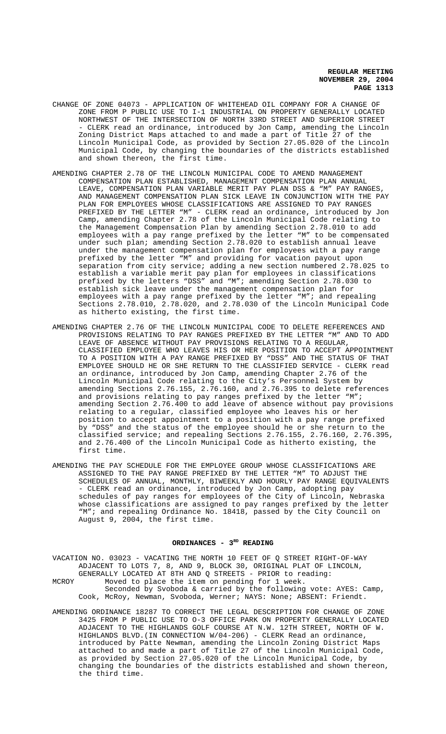CHANGE OF ZONE 04073 - APPLICATION OF WHITEHEAD OIL COMPANY FOR A CHANGE OF ZONE FROM P PUBLIC USE TO I-1 INDUSTRIAL ON PROPERTY GENERALLY LOCATED NORTHWEST OF THE INTERSECTION OF NORTH 33RD STREET AND SUPERIOR STREET - CLERK read an ordinance, introduced by Jon Camp, amending the Lincoln Zoning District Maps attached to and made a part of Title 27 of the Lincoln Municipal Code, as provided by Section 27.05.020 of the Lincoln Municipal Code, by changing the boundaries of the districts established and shown thereon, the first time.

AMENDING CHAPTER 2.78 OF THE LINCOLN MUNICIPAL CODE TO AMEND MANAGEMENT COMPENSATION PLAN ESTABLISHED, MANAGEMENT COMPENSATION PLAN ANNUAL LEAVE, COMPENSATION PLAN VARIABLE MERIT PAY PLAN DSS & "M" PAY RANGES, AND MANAGEMENT COMPENSATION PLAN SICK LEAVE IN CONJUNCTION WITH THE PAY PLAN FOR EMPLOYEES WHOSE CLASSIFICATIONS ARE ASSIGNED TO PAY RANGES PREFIXED BY THE LETTER "M" - CLERK read an ordinance, introduced by Jon Camp, amending Chapter 2.78 of the Lincoln Municipal Code relating to the Management Compensation Plan by amending Section 2.78.010 to add employees with a pay range prefixed by the letter "M" to be compensated under such plan; amending Section 2.78.020 to establish annual leave under the management compensation plan for employees with a pay range prefixed by the letter "M" and providing for vacation payout upon separation from city service; adding a new section numbered 2.78.025 to establish a variable merit pay plan for employees in classifications prefixed by the letters "DSS" and "M"; amending Section 2.78.030 to establish sick leave under the management compensation plan for employees with a pay range prefixed by the letter "M"; and repealing Sections 2.78.010, 2.78.020, and 2.78.030 of the Lincoln Municipal Code as hitherto existing, the first time.

AMENDING CHAPTER 2.76 OF THE LINCOLN MUNICIPAL CODE TO DELETE REFERENCES AND PROVISIONS RELATING TO PAY RANGES PREFIXED BY THE LETTER "M" AND TO ADD LEAVE OF ABSENCE WITHOUT PAY PROVISIONS RELATING TO A REGULAR, CLASSIFIED EMPLOYEE WHO LEAVES HIS OR HER POSITION TO ACCEPT APPOINTMENT TO A POSITION WITH A PAY RANGE PREFIXED BY "DSS" AND THE STATUS OF THAT EMPLOYEE SHOULD HE OR SHE RETURN TO THE CLASSIFIED SERVICE - CLERK read an ordinance, introduced by Jon Camp, amending Chapter 2.76 of the Lincoln Municipal Code relating to the City's Personnel System by amending Sections 2.76.155, 2.76.160, and 2.76.395 to delete references and provisions relating to pay ranges prefixed by the letter "M"; amending Section 2.76.400 to add leave of absence without pay provisions relating to a regular, classified employee who leaves his or her position to accept appointment to a position with a pay range prefixed by "DSS" and the status of the employee should he or she return to the classified service; and repealing Sections 2.76.155, 2.76.160, 2.76.395, and 2.76.400 of the Lincoln Municipal Code as hitherto existing, the first time.

AMENDING THE PAY SCHEDULE FOR THE EMPLOYEE GROUP WHOSE CLASSIFICATIONS ARE ASSIGNED TO THE PAY RANGE PREFIXED BY THE LETTER "M" TO ADJUST THE SCHEDULES OF ANNUAL, MONTHLY, BIWEEKLY AND HOURLY PAY RANGE EQUIVALENTS - CLERK read an ordinance, introduced by Jon Camp, adopting pay schedules of pay ranges for employees of the City of Lincoln, Nebraska whose classifications are assigned to pay ranges prefixed by the letter "M"; and repealing Ordinance No. 18418, passed by the City Council on August 9, 2004, the first time.

## ORDINANCES - 3RD READING

VACATION NO. 03023 - VACATING THE NORTH 10 FEET OF Q STREET RIGHT-OF-WAY ADJACENT TO LOTS 7, 8, AND 9, BLOCK 30, ORIGINAL PLAT OF LINCOLN, GENERALLY LOCATED AT 8TH AND Q STREETS - PRIOR to reading:

MCROY Moved to place the item on pending for 1 week.

Seconded by Svoboda & carried by the following vote: AYES: Camp, Cook, McRoy, Newman, Svoboda, Werner; NAYS: None; ABSENT: Friendt.

AMENDING ORDINANCE 18287 TO CORRECT THE LEGAL DESCRIPTION FOR CHANGE OF ZONE 3425 FROM P PUBLIC USE TO O-3 OFFICE PARK ON PROPERTY GENERALLY LOCATED ADJACENT TO THE HIGHLANDS GOLF COURSE AT N.W. 12TH STREET, NORTH OF W. HIGHLANDS BLVD.(IN CONNECTION W/04-206) - CLERK Read an ordinance, introduced by Patte Newman, amending the Lincoln Zoning District Maps attached to and made a part of Title 27 of the Lincoln Municipal Code, as provided by Section 27.05.020 of the Lincoln Municipal Code, by changing the boundaries of the districts established and shown thereon, the third time.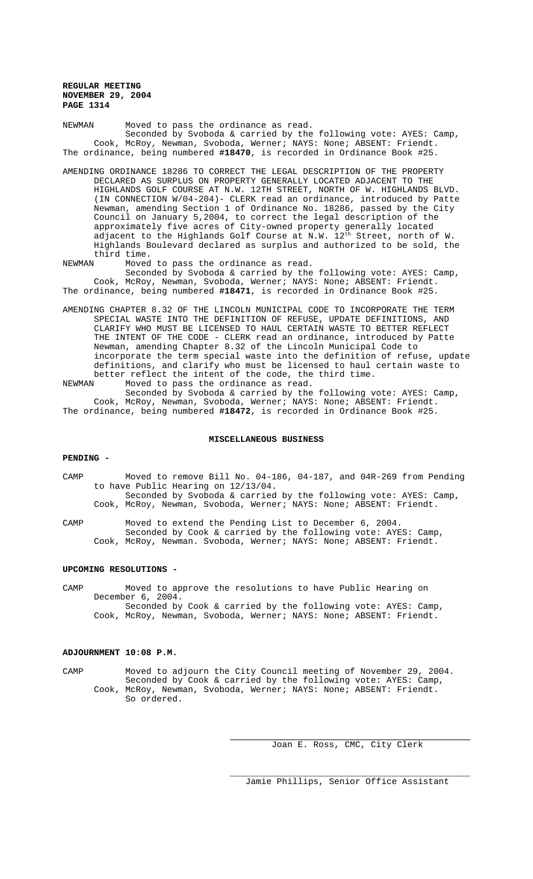NEWMAN Moved to pass the ordinance as read.

Seconded by Svoboda & carried by the following vote: AYES: Camp, Cook, McRoy, Newman, Svoboda, Werner; NAYS: None; ABSENT: Friendt. The ordinance, being numbered **#18470**, is recorded in Ordinance Book #25.

AMENDING ORDINANCE 18286 TO CORRECT THE LEGAL DESCRIPTION OF THE PROPERTY DECLARED AS SURPLUS ON PROPERTY GENERALLY LOCATED ADJACENT TO THE HIGHLANDS GOLF COURSE AT N.W. 12TH STREET, NORTH OF W. HIGHLANDS BLVD. (IN CONNECTION W/04-204)- CLERK read an ordinance, introduced by Patte Newman, amending Section 1 of Ordinance No. 18286, passed by the City Council on January 5,2004, to correct the legal description of the approximately five acres of City-owned property generally located adjacent to the Highlands Golf Course at N.W. 12th Street, north of W. Highlands Boulevard declared as surplus and authorized to be sold, the third time.

NEWMAN Moved to pass the ordinance as read.

Seconded by Svoboda & carried by the following vote: AYES: Camp, Cook, McRoy, Newman, Svoboda, Werner; NAYS: None; ABSENT: Friendt. The ordinance, being numbered **#18471**, is recorded in Ordinance Book #25.

AMENDING CHAPTER 8.32 OF THE LINCOLN MUNICIPAL CODE TO INCORPORATE THE TERM SPECIAL WASTE INTO THE DEFINITION OF REFUSE, UPDATE DEFINITIONS, AND CLARIFY WHO MUST BE LICENSED TO HAUL CERTAIN WASTE TO BETTER REFLECT THE INTENT OF THE CODE - CLERK read an ordinance, introduced by Patte Newman, amending Chapter 8.32 of the Lincoln Municipal Code to incorporate the term special waste into the definition of refuse, update definitions, and clarify who must be licensed to haul certain waste to better reflect the intent of the code, the third time.

NEWMAN Moved to pass the ordinance as read.

Seconded by Svoboda & carried by the following vote: AYES: Camp, Cook, McRoy, Newman, Svoboda, Werner; NAYS: None; ABSENT: Friendt. The ordinance, being numbered **#18472**, is recorded in Ordinance Book #25.

## MISCELLANEOUS BUSINESS

### PENDING -

CAMP Moved to remove Bill No. 04-186, 04-187, and 04R-269 from Pending to have Public Hearing on 12/13/04.

Seconded by Svoboda & carried by the following vote: AYES: Camp, Cook, McRoy, Newman, Svoboda, Werner; NAYS: None; ABSENT: Friendt.

CAMP Moved to extend the Pending List to December 6, 2004.

Seconded by Cook & carried by the following vote: AYES: Camp, Cook, McRoy, Newman. Svoboda, Werner; NAYS: None; ABSENT: Friendt.

### UPCOMING RESOLUTIONS -

CAMP Moved to approve the resolutions to have Public Hearing on December 6, 2004.

Seconded by Cook & carried by the following vote: AYES: Camp, Cook, McRoy, Newman, Svoboda, Werner; NAYS: None; ABSENT: Friendt.

### ADJOURNMENT 10:08 P.M.

CAMP Moved to adjourn the City Council meeting of November 29, 2004.

Seconded by Cook & carried by the following vote: AYES: Camp, Cook, McRoy, Newman, Svoboda, Werner; NAYS: None; ABSENT: Friendt. So ordered.

Joan E. Ross, CMC, City Clerk

Jamie Phillips, Senior Office Assistant